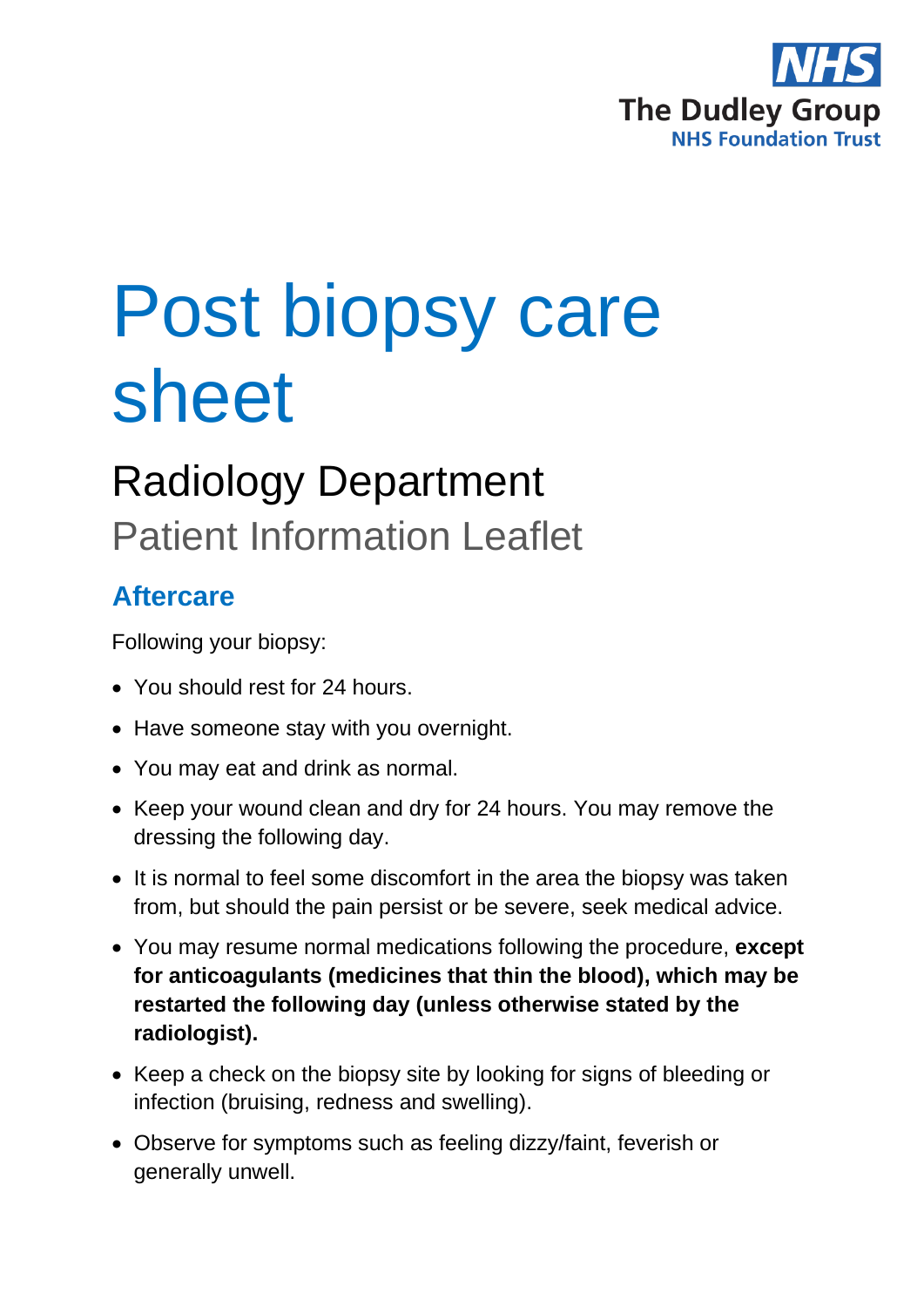The Dudley Group
NHS Foundation Trust

# Post biopsy care sheet

## Radiology Department

Patient Information Leaflet

### Aftercare

Following your biopsy:

- You should rest for 24 hours.
- Have someone stay with you overnight.
- You may eat and drink as normal.
- Keep your wound clean and dry for 24 hours. You may remove the dressing the following day.
- It is normal to feel some discomfort in the area the biopsy was taken from, but should the pain persist or be severe, seek medical advice.
- You may resume normal medications following the procedure, **except for anticoagulants (medicines that thin the blood), which may be restarted the following day (unless otherwise stated by the radiologist).**
- Keep a check on the biopsy site by looking for signs of bleeding or infection (bruising, redness and swelling).
- Observe for symptoms such as feeling dizzy/faint, feverish or generally unwell.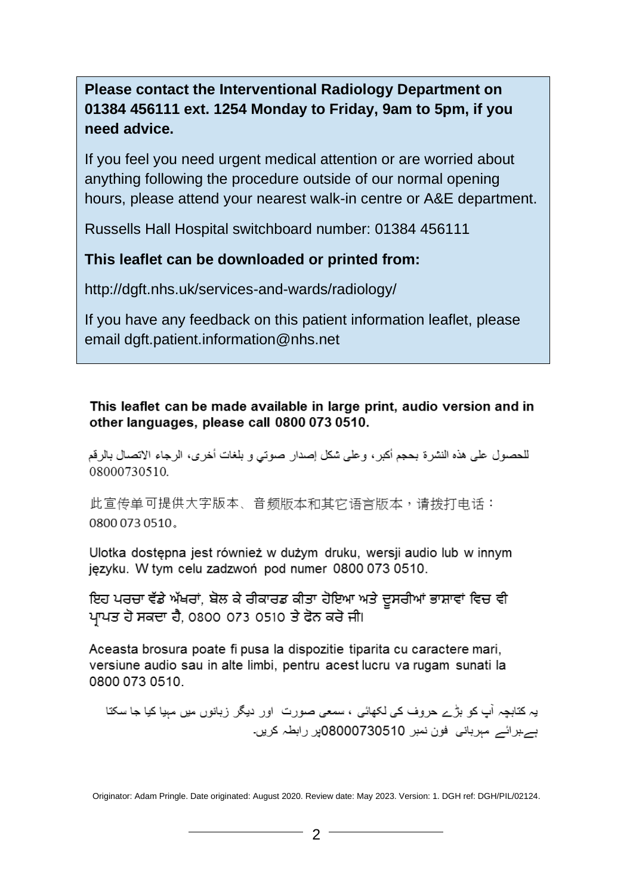**Please contact the Interventional Radiology Department on 01384 456111 ext. 1254 Monday to Friday, 9am to 5pm, if you need advice.**

If you feel you need urgent medical attention or are worried about anything following the procedure outside of our normal opening hours, please attend your nearest walk-in centre or A&E department.

Russells Hall Hospital switchboard number: 01384 456111

**This leaflet can be downloaded or printed from:**

http://dgft.nhs.uk/services-and-wards/radiology/

If you have any feedback on this patient information leaflet, please email dgft.patient.information@nhs.net

**This leaflet can be made available in large print, audio version and in other languages, please call 0800 073 0510.**

للحصول على هذه النشرة بحجم أكبر، وعلى شكل إصدار صوتي و بلغات أخرى، الرجاء الاتصال بالرقم 08000730510.

此宣传单可提供大字版本、音频版本和其它语言版本，请拨打电话：0800 073 0510。

Ulotka dostępna jest również w dużym druku, wersji audio lub w innym języku. W tym celu zadzwoń pod numer 0800 073 0510.

ਇਹ ਪਰਚਾ ਵੱਡੇ ਅੱਖਰਾਂ, ਬੋਲ ਕੇ ਰੀਕਾਰਡ ਕੀਤਾ ਹੋਇਆ ਅਤੇ ਦੂਸਰੀਆਂ ਭਾਸ਼ਾਵਾਂ ਵਿਚ ਵੀ ਪ੍ਰਾਪਤ ਹੋ ਸਕਦਾ ਹੈ, 0800 073 0510 ਤੇ ਫੋਨ ਕਰੋ ਜੀ।

Aceasta brosura poate fi pusa la dispozitie tiparita cu caractere mari, versiune audio sau in alte limbi, pentru acest lucru va rugam sunati la 0800 073 0510.

یہ کتابچہ آپ کو بڑے حروف کی لکھائی ، سمعی صورت اور دیگر زبانوں میں مہیا کیا جا سکتا ہے۔برائے مہربانی فون نمبر 08000730510پر رابطہ کریں۔

Originator: Adam Pringle. Date originated: August 2020. Review date: May 2023. Version: 1. DGH ref: DGH/PIL/02124.